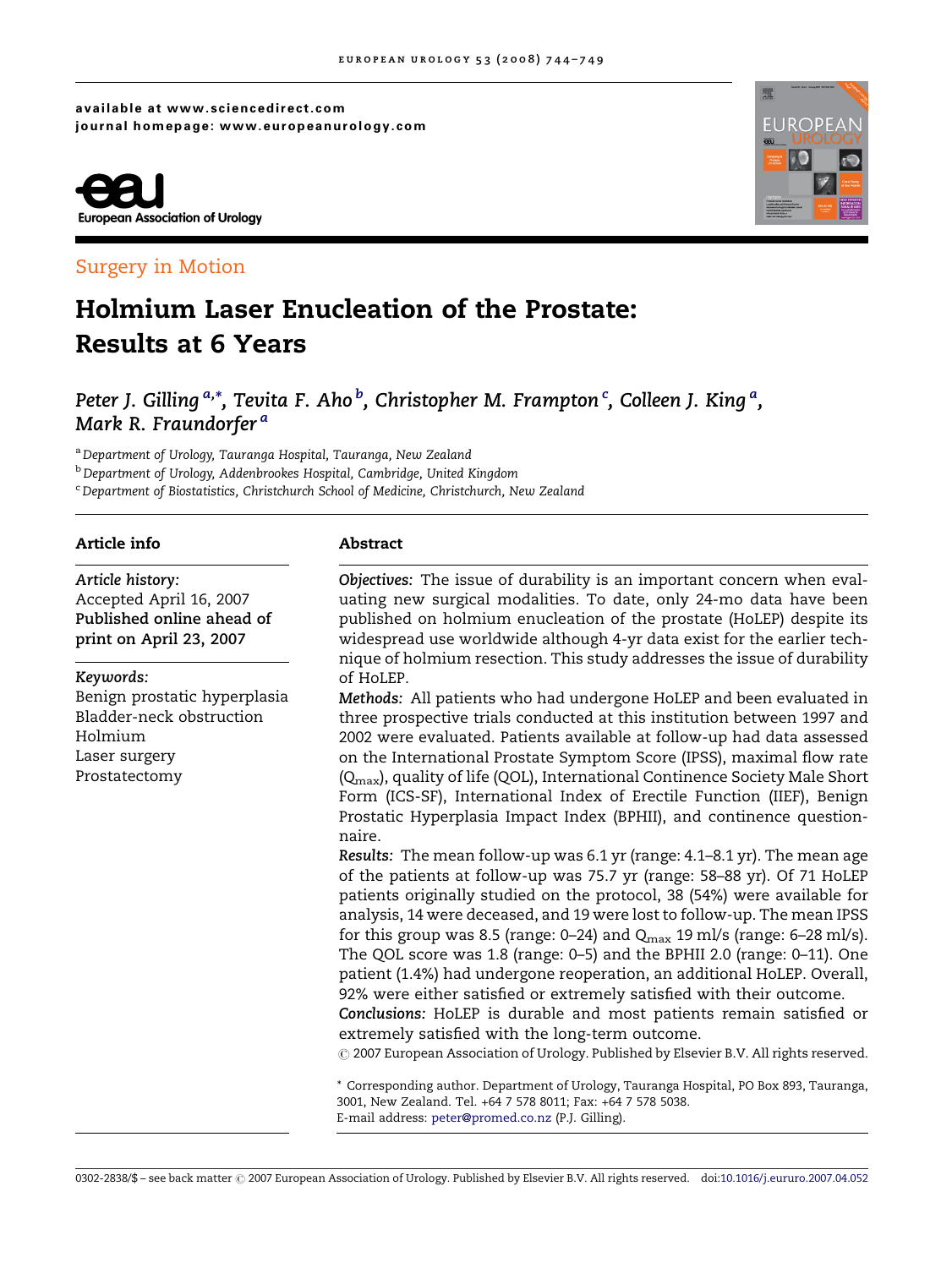available at www.sciencedirect.com
journal homepage: www.europeanurology.com

European Association of Urology

Surgery in Motion

# Holmium Laser Enucleation of the Prostate: Results at 6 Years

*Peter J. Gilling [a,*], Tevita F. Aho [b], Christopher M. Frampton [c], Colleen J. King [a], Mark R. Fraundorfer [a]*

[a] *Department of Urology, Tauranga Hospital, Tauranga, New Zealand*
[b] *Department of Urology, Addenbrookes Hospital, Cambridge, United Kingdom*
[c] *Department of Biostatistics, Christchurch School of Medicine, Christchurch, New Zealand*

## Article info

*Article history:*
Accepted April 16, 2007
**Published online ahead of print on April 23, 2007**

*Keywords:*
Benign prostatic hyperplasia
Bladder-neck obstruction
Holmium
Laser surgery
Prostatectomy

## Abstract

***Objectives:*** The issue of durability is an important concern when evaluating new surgical modalities. To date, only 24-mo data have been published on holmium enucleation of the prostate (HoLEP) despite its widespread use worldwide although 4-yr data exist for the earlier technique of holmium resection. This study addresses the issue of durability of HoLEP.

***Methods:*** All patients who had undergone HoLEP and been evaluated in three prospective trials conducted at this institution between 1997 and 2002 were evaluated. Patients available at follow-up had data assessed on the International Prostate Symptom Score (IPSS), maximal flow rate ($Q_{max}$), quality of life (QOL), International Continence Society Male Short Form (ICS-SF), International Index of Erectile Function (IIEF), Benign Prostatic Hyperplasia Impact Index (BPHII), and continence questionnaire.

***Results:*** The mean follow-up was 6.1 yr (range: 4.1–8.1 yr). The mean age of the patients at follow-up was 75.7 yr (range: 58–88 yr). Of 71 HoLEP patients originally studied on the protocol, 38 (54%) were available for analysis, 14 were deceased, and 19 were lost to follow-up. The mean IPSS for this group was 8.5 (range: 0–24) and $Q_{max}$ 19 ml/s (range: 6–28 ml/s). The QOL score was 1.8 (range: 0–5) and the BPHII 2.0 (range: 0–11). One patient (1.4%) had undergone reoperation, an additional HoLEP. Overall, 92% were either satisfied or extremely satisfied with their outcome.

***Conclusions:*** HoLEP is durable and most patients remain satisfied or extremely satisfied with the long-term outcome.

© 2007 European Association of Urology. Published by Elsevier B.V. All rights reserved.

* Corresponding author. Department of Urology, Tauranga Hospital, PO Box 893, Tauranga, 3001, New Zealand. Tel. +64 7 578 8011; Fax: +64 7 578 5038.
E-mail address: peter@promed.co.nz (P.J. Gilling).

0302-2838/$ – see back matter © 2007 European Association of Urology. Published by Elsevier B.V. All rights reserved. doi:10.1016/j.eururo.2007.04.052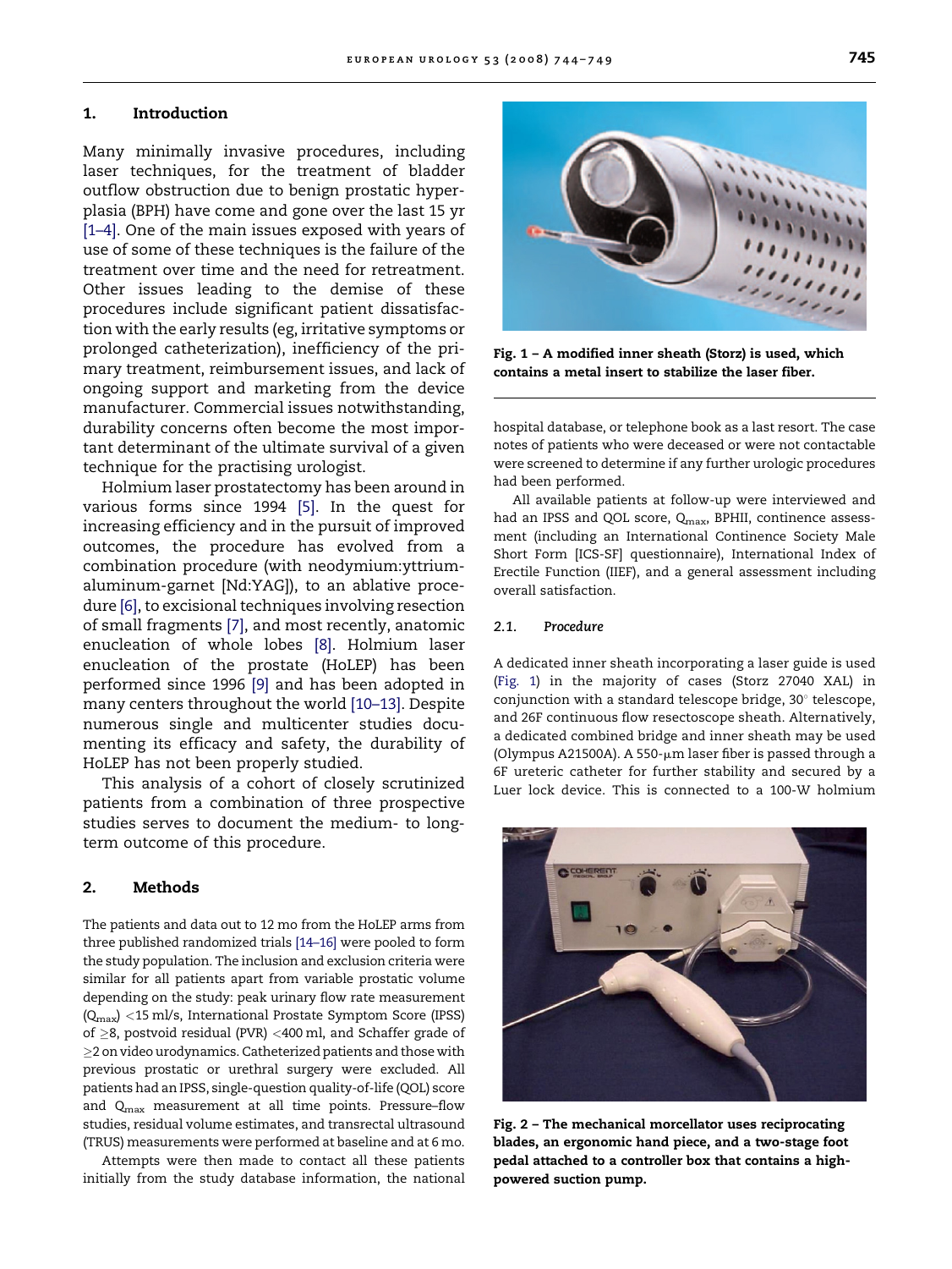## 1. Introduction

Many minimally invasive procedures, including laser techniques, for the treatment of bladder outflow obstruction due to benign prostatic hyperplasia (BPH) have come and gone over the last 15 yr [1–4]. One of the main issues exposed with years of use of some of these techniques is the failure of the treatment over time and the need for retreatment. Other issues leading to the demise of these procedures include significant patient dissatisfaction with the early results (eg, irritative symptoms or prolonged catheterization), inefficiency of the primary treatment, reimbursement issues, and lack of ongoing support and marketing from the device manufacturer. Commercial issues notwithstanding, durability concerns often become the most important determinant of the ultimate survival of a given technique for the practising urologist.

Holmium laser prostatectomy has been around in various forms since 1994 [5]. In the quest for increasing efficiency and in the pursuit of improved outcomes, the procedure has evolved from a combination procedure (with neodymium:yttrium-aluminum-garnet [Nd:YAG]), to an ablative procedure [6], to excisional techniques involving resection of small fragments [7], and most recently, anatomic enucleation of whole lobes [8]. Holmium laser enucleation of the prostate (HoLEP) has been performed since 1996 [9] and has been adopted in many centers throughout the world [10–13]. Despite numerous single and multicenter studies documenting its efficacy and safety, the durability of HoLEP has not been properly studied.

This analysis of a cohort of closely scrutinized patients from a combination of three prospective studies serves to document the medium- to long-term outcome of this procedure.

## 2. Methods

The patients and data out to 12 mo from the HoLEP arms from three published randomized trials [14–16] were pooled to form the study population. The inclusion and exclusion criteria were similar for all patients apart from variable prostatic volume depending on the study: peak urinary flow rate measurement ($Q_{max}$) <15 ml/s, International Prostate Symptom Score (IPSS) of ≥8, postvoid residual (PVR) <400 ml, and Schaffer grade of ≥2 on video urodynamics. Catheterized patients and those with previous prostatic or urethral surgery were excluded. All patients had an IPSS, single-question quality-of-life (QOL) score and $Q_{max}$ measurement at all time points. Pressure–flow studies, residual volume estimates, and transrectal ultrasound (TRUS) measurements were performed at baseline and at 6 mo.

Attempts were then made to contact all these patients initially from the study database information, the national hospital database, or telephone book as a last resort. The case notes of patients who were deceased or were not contactable were screened to determine if any further urologic procedures had been performed.

All available patients at follow-up were interviewed and had an IPSS and QOL score, $Q_{max}$, BPHII, continence assessment (including an International Continence Society Male Short Form [ICS-SF] questionnaire), International Index of Erectile Function (IIEF), and a general assessment including overall satisfaction.

Fig. 1 – A modified inner sheath (Storz) is used, which contains a metal insert to stabilize the laser fiber.

### 2.1. Procedure

A dedicated inner sheath incorporating a laser guide is used (Fig. 1) in the majority of cases (Storz 27040 XAL) in conjunction with a standard telescope bridge, 30° telescope, and 26F continuous flow resectoscope sheath. Alternatively, a dedicated combined bridge and inner sheath may be used (Olympus A21500A). A 550-μm laser fiber is passed through a 6F ureteric catheter for further stability and secured by a Luer lock device. This is connected to a 100-W holmium

Fig. 2 – The mechanical morcellator uses reciprocating blades, an ergonomic hand piece, and a two-stage foot pedal attached to a controller box that contains a high-powered suction pump.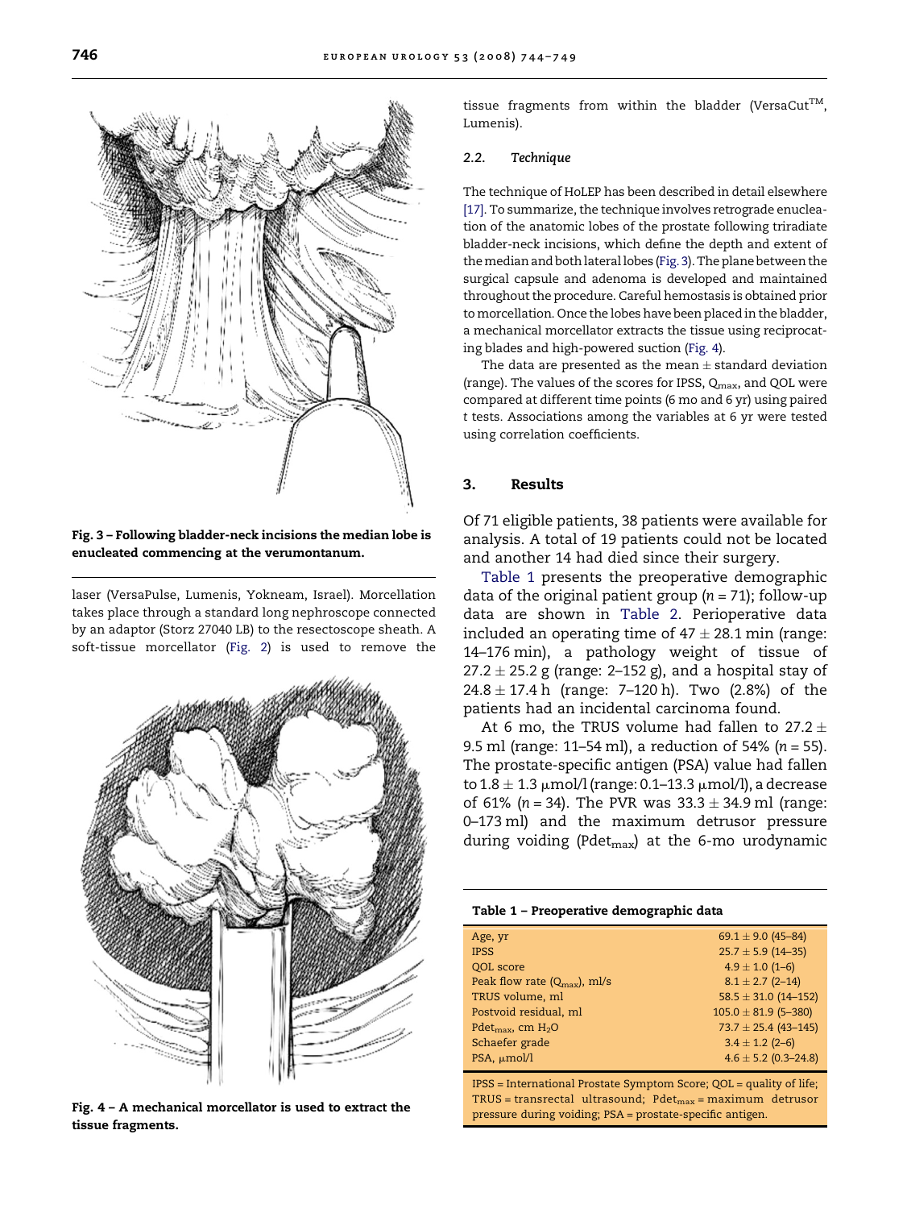Fig. 3 – Following bladder-neck incisions the median lobe is enucleated commencing at the verumontanum.

laser (VersaPulse, Lumenis, Yokneam, Israel). Morcellation takes place through a standard long nephroscope connected by an adaptor (Storz 27040 LB) to the resectoscope sheath. A soft-tissue morcellator (Fig. 2) is used to remove the tissue fragments from within the bladder (VersaCut™, Lumenis).

Fig. 4 – A mechanical morcellator is used to extract the tissue fragments.

### 2.2. Technique

The technique of HoLEP has been described in detail elsewhere [17]. To summarize, the technique involves retrograde enucleation of the anatomic lobes of the prostate following triradiate bladder-neck incisions, which define the depth and extent of the median and both lateral lobes (Fig. 3). The plane between the surgical capsule and adenoma is developed and maintained throughout the procedure. Careful hemostasis is obtained prior to morcellation. Once the lobes have been placed in the bladder, a mechanical morcellator extracts the tissue using reciprocating blades and high-powered suction (Fig. 4).

The data are presented as the mean ± standard deviation (range). The values of the scores for IPSS, $Q_{max}$, and QOL were compared at different time points (6 mo and 6 yr) using paired *t* tests. Associations among the variables at 6 yr were tested using correlation coefficients.

## 3. Results

Of 71 eligible patients, 38 patients were available for analysis. A total of 19 patients could not be located and another 14 had died since their surgery.

Table 1 presents the preoperative demographic data of the original patient group (*n* = 71); follow-up data are shown in Table 2. Perioperative data included an operating time of 47 ± 28.1 min (range: 14–176 min), a pathology weight of tissue of 27.2 ± 25.2 g (range: 2–152 g), and a hospital stay of 24.8 ± 17.4 h (range: 7–120 h). Two (2.8%) of the patients had an incidental carcinoma found.

At 6 mo, the TRUS volume had fallen to 27.2 ± 9.5 ml (range: 11–54 ml), a reduction of 54% (*n* = 55). The prostate-specific antigen (PSA) value had fallen to 1.8 ± 1.3 μmol/l (range: 0.1–13.3 μmol/l), a decrease of 61% (*n* = 34). The PVR was 33.3 ± 34.9 ml (range: 0–173 ml) and the maximum detrusor pressure during voiding ($Pdet_{max}$) at the 6-mo urodynamic

**Table 1 – Preoperative demographic data**

| | |
|---|---|
| Age, yr | 69.1 ± 9.0 (45–84) |
| IPSS | 25.7 ± 5.9 (14–35) |
| QOL score | 4.9 ± 1.0 (1–6) |
| Peak flow rate ($Q_{max}$), ml/s | 8.1 ± 2.7 (2–14) |
| TRUS volume, ml | 58.5 ± 31.0 (14–152) |
| Postvoid residual, ml | 105.0 ± 81.9 (5–380) |
| $Pdet_{max}$, cm $H_2O$ | 73.7 ± 25.4 (43–145) |
| Schaefer grade | 3.4 ± 1.2 (2–6) |
| PSA, μmol/l | 4.6 ± 5.2 (0.3–24.8) |

IPSS = International Prostate Symptom Score; QOL = quality of life; TRUS = transrectal ultrasound; $Pdet_{max}$ = maximum detrusor pressure during voiding; PSA = prostate-specific antigen.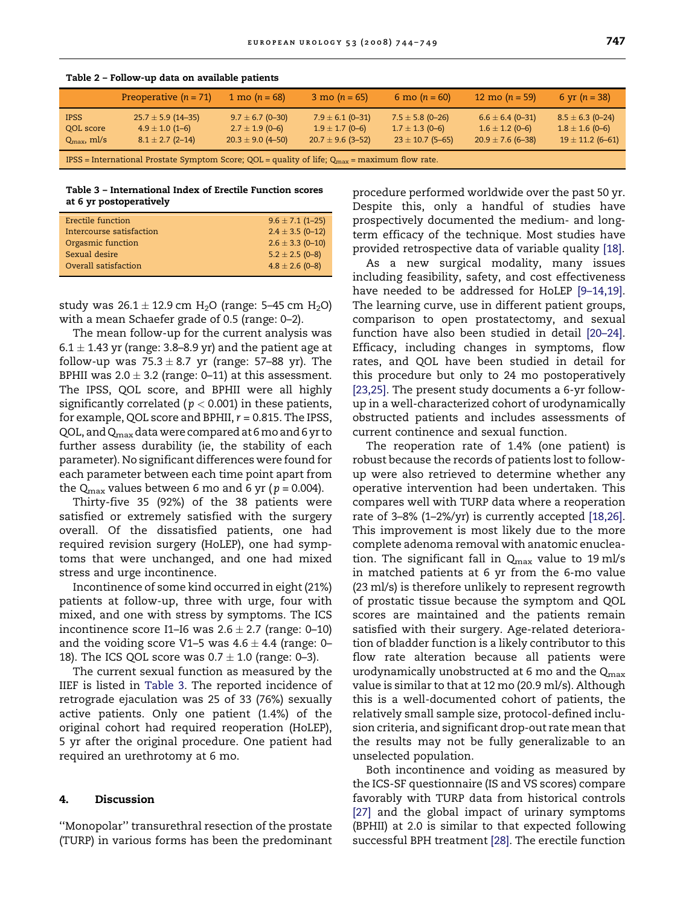Table 2 – Follow-up data on available patients

| | Preoperative (n = 71) | 1 mo (n = 68) | 3 mo (n = 65) | 6 mo (n = 60) | 12 mo (n = 59) | 6 yr (n = 38) |
|---|---|---|---|---|---|---|
| IPSS | 25.7 ± 5.9 (14–35) | 9.7 ± 6.7 (0–30) | 7.9 ± 6.1 (0–31) | 7.5 ± 5.8 (0–26) | 6.6 ± 6.4 (0–31) | 8.5 ± 6.3 (0–24) |
| QOL score | 4.9 ± 1.0 (1–6) | 2.7 ± 1.9 (0–6) | 1.9 ± 1.7 (0–6) | 1.7 ± 1.3 (0–6) | 1.6 ± 1.2 (0–6) | 1.8 ± 1.6 (0–6) |
| $Q_{max}$, ml/s | 8.1 ± 2.7 (2–14) | 20.3 ± 9.0 (4–50) | 20.7 ± 9.6 (3–52) | 23 ± 10.7 (5–65) | 20.9 ± 7.6 (6–38) | 19 ± 11.2 (6–61) |

IPSS = International Prostate Symptom Score; QOL = quality of life; $Q_{max}$ = maximum flow rate.

Table 3 – International Index of Erectile Function scores at 6 yr postoperatively

| | |
|---|---|
| Erectile function | 9.6 ± 7.1 (1–25) |
| Intercourse satisfaction | 2.4 ± 3.5 (0–12) |
| Orgasmic function | 2.6 ± 3.3 (0–10) |
| Sexual desire | 5.2 ± 2.5 (0–8) |
| Overall satisfaction | 4.8 ± 2.6 (0–8) |

study was 26.1 ± 12.9 cm $H_2O$ (range: 5–45 cm $H_2O$) with a mean Schaefer grade of 0.5 (range: 0–2).

The mean follow-up for the current analysis was 6.1 ± 1.43 yr (range: 3.8–8.9 yr) and the patient age at follow-up was 75.3 ± 8.7 yr (range: 57–88 yr). The BPHII was 2.0 ± 3.2 (range: 0–11) at this assessment. The IPSS, QOL score, and BPHII were all highly significantly correlated ($p < 0.001$) in these patients, for example, QOL score and BPHII, $r = 0.815$. The IPSS, QOL, and $Q_{max}$ data were compared at 6 mo and 6 yr to further assess durability (ie, the stability of each parameter). No significant differences were found for each parameter between each time point apart from the $Q_{max}$ values between 6 mo and 6 yr ($p = 0.004$).

Thirty-five 35 (92%) of the 38 patients were satisfied or extremely satisfied with the surgery overall. Of the dissatisfied patients, one had required revision surgery (HoLEP), one had symptoms that were unchanged, and one had mixed stress and urge incontinence.

Incontinence of some kind occurred in eight (21%) patients at follow-up, three with urge, four with mixed, and one with stress by symptoms. The ICS incontinence score I1–I6 was 2.6 ± 2.7 (range: 0–10) and the voiding score V1–5 was 4.6 ± 4.4 (range: 0–18). The ICS QOL score was 0.7 ± 1.0 (range: 0–3).

The current sexual function as measured by the IIEF is listed in Table 3. The reported incidence of retrograde ejaculation was 25 of 33 (76%) sexually active patients. Only one patient (1.4%) of the original cohort had required reoperation (HoLEP), 5 yr after the original procedure. One patient had required an urethrotomy at 6 mo.

## 4. Discussion

''Monopolar'' transurethral resection of the prostate (TURP) in various forms has been the predominant procedure performed worldwide over the past 50 yr. Despite this, only a handful of studies have prospectively documented the medium- and long-term efficacy of the technique. Most studies have provided retrospective data of variable quality [18].

As a new surgical modality, many issues including feasibility, safety, and cost effectiveness have needed to be addressed for HoLEP [9–14,19]. The learning curve, use in different patient groups, comparison to open prostatectomy, and sexual function have also been studied in detail [20–24]. Efficacy, including changes in symptoms, flow rates, and QOL have been studied in detail for this procedure but only to 24 mo postoperatively [23,25]. The present study documents a 6-yr follow-up in a well-characterized cohort of urodynamically obstructed patients and includes assessments of current continence and sexual function.

The reoperation rate of 1.4% (one patient) is robust because the records of patients lost to follow-up were also retrieved to determine whether any operative intervention had been undertaken. This compares well with TURP data where a reoperation rate of 3–8% (1–2%/yr) is currently accepted [18,26]. This improvement is most likely due to the more complete adenoma removal with anatomic enucleation. The significant fall in $Q_{max}$ value to 19 ml/s in matched patients at 6 yr from the 6-mo value (23 ml/s) is therefore unlikely to represent regrowth of prostatic tissue because the symptom and QOL scores are maintained and the patients remain satisfied with their surgery. Age-related deterioration of bladder function is a likely contributor to this flow rate alteration because all patients were urodynamically unobstructed at 6 mo and the $Q_{max}$ value is similar to that at 12 mo (20.9 ml/s). Although this is a well-documented cohort of patients, the relatively small sample size, protocol-defined inclusion criteria, and significant drop-out rate mean that the results may not be fully generalizable to an unselected population.

Both incontinence and voiding as measured by the ICS-SF questionnaire (IS and VS scores) compare favorably with TURP data from historical controls [27] and the global impact of urinary symptoms (BPHII) at 2.0 is similar to that expected following successful BPH treatment [28]. The erectile function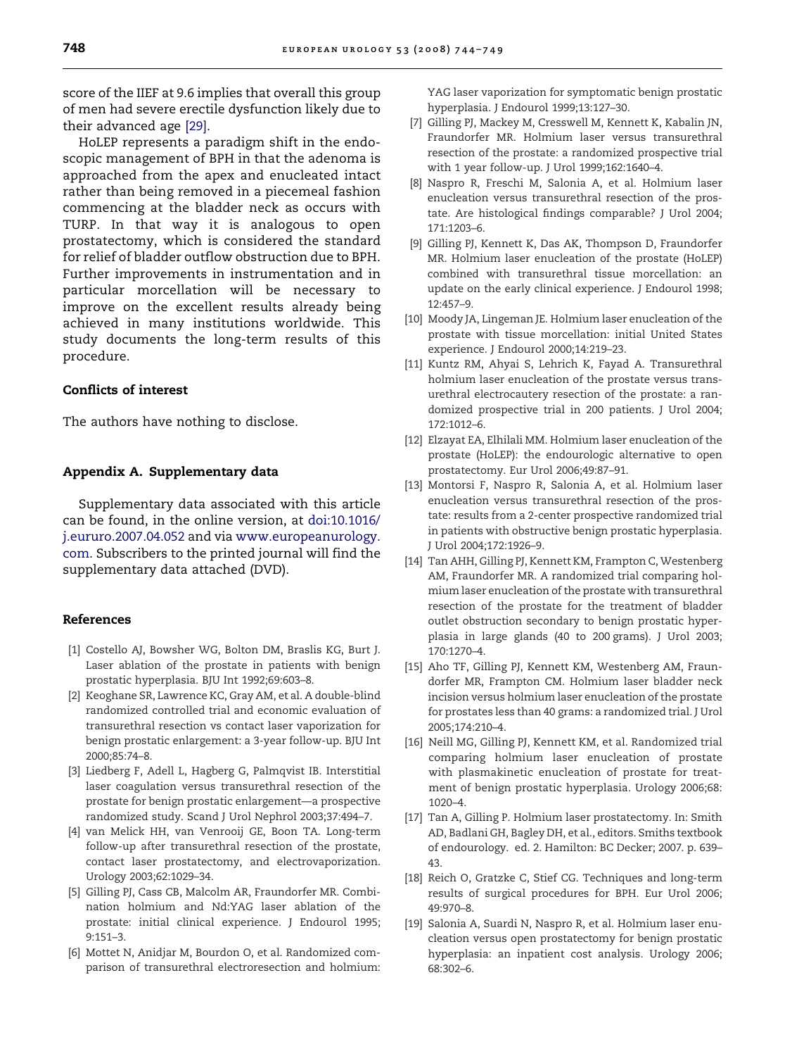score of the IIEF at 9.6 implies that overall this group of men had severe erectile dysfunction likely due to their advanced age [29].

HoLEP represents a paradigm shift in the endoscopic management of BPH in that the adenoma is approached from the apex and enucleated intact rather than being removed in a piecemeal fashion commencing at the bladder neck as occurs with TURP. In that way it is analogous to open prostatectomy, which is considered the standard for relief of bladder outflow obstruction due to BPH. Further improvements in instrumentation and in particular morcellation will be necessary to improve on the excellent results already being achieved in many institutions worldwide. This study documents the long-term results of this procedure.

### Conflicts of interest

The authors have nothing to disclose.

### Appendix A. Supplementary data

Supplementary data associated with this article can be found, in the online version, at doi:10.1016/j.eururo.2007.04.052 and via www.europeanurology.com. Subscribers to the printed journal will find the supplementary data attached (DVD).

### References

[1] Costello AJ, Bowsher WG, Bolton DM, Braslis KG, Burt J. Laser ablation of the prostate in patients with benign prostatic hyperplasia. BJU Int 1992;69:603–8.

[2] Keoghane SR, Lawrence KC, Gray AM, et al. A double-blind randomized controlled trial and economic evaluation of transurethral resection vs contact laser vaporization for benign prostatic enlargement: a 3-year follow-up. BJU Int 2000;85:74–8.

[3] Liedberg F, Adell L, Hagberg G, Palmqvist IB. Interstitial laser coagulation versus transurethral resection of the prostate for benign prostatic enlargement—a prospective randomized study. Scand J Urol Nephrol 2003;37:494–7.

[4] van Melick HH, van Venrooij GE, Boon TA. Long-term follow-up after transurethral resection of the prostate, contact laser prostatectomy, and electrovaporization. Urology 2003;62:1029–34.

[5] Gilling PJ, Cass CB, Malcolm AR, Fraundorfer MR. Combination holmium and Nd:YAG laser ablation of the prostate: initial clinical experience. J Endourol 1995; 9:151–3.

[6] Mottet N, Anidjar M, Bourdon O, et al. Randomized comparison of transurethral electroresection and holmium: YAG laser vaporization for symptomatic benign prostatic hyperplasia. J Endourol 1999;13:127–30.

[7] Gilling PJ, Mackey M, Cresswell M, Kennett K, Kabalin JN, Fraundorfer MR. Holmium laser versus transurethral resection of the prostate: a randomized prospective trial with 1 year follow-up. J Urol 1999;162:1640–4.

[8] Naspro R, Freschi M, Salonia A, et al. Holmium laser enucleation versus transurethral resection of the prostate. Are histological findings comparable? J Urol 2004; 171:1203–6.

[9] Gilling PJ, Kennett K, Das AK, Thompson D, Fraundorfer MR. Holmium laser enucleation of the prostate (HoLEP) combined with transurethral tissue morcellation: an update on the early clinical experience. J Endourol 1998; 12:457–9.

[10] Moody JA, Lingeman JE. Holmium laser enucleation of the prostate with tissue morcellation: initial United States experience. J Endourol 2000;14:219–23.

[11] Kuntz RM, Ahyai S, Lehrich K, Fayad A. Transurethral holmium laser enucleation of the prostate versus transurethral electrocautery resection of the prostate: a randomized prospective trial in 200 patients. J Urol 2004; 172:1012–6.

[12] Elzayat EA, Elhilali MM. Holmium laser enucleation of the prostate (HoLEP): the endourologic alternative to open prostatectomy. Eur Urol 2006;49:87–91.

[13] Montorsi F, Naspro R, Salonia A, et al. Holmium laser enucleation versus transurethral resection of the prostate: results from a 2-center prospective randomized trial in patients with obstructive benign prostatic hyperplasia. J Urol 2004;172:1926–9.

[14] Tan AHH, Gilling PJ, Kennett KM, Frampton C, Westenberg AM, Fraundorfer MR. A randomized trial comparing holmium laser enucleation of the prostate with transurethral resection of the prostate for the treatment of bladder outlet obstruction secondary to benign prostatic hyperplasia in large glands (40 to 200 grams). J Urol 2003; 170:1270–4.

[15] Aho TF, Gilling PJ, Kennett KM, Westenberg AM, Fraundorfer MR, Frampton CM. Holmium laser bladder neck incision versus holmium laser enucleation of the prostate for prostates less than 40 grams: a randomized trial. J Urol 2005;174:210–4.

[16] Neill MG, Gilling PJ, Kennett KM, et al. Randomized trial comparing holmium laser enucleation of prostate with plasmakinetic enucleation of prostate for treatment of benign prostatic hyperplasia. Urology 2006;68: 1020–4.

[17] Tan A, Gilling P. Holmium laser prostatectomy. In: Smith AD, Badlani GH, Bagley DH, et al., editors. Smiths textbook of endourology. ed. 2. Hamilton: BC Decker; 2007. p. 639–43.

[18] Reich O, Gratzke C, Stief CG. Techniques and long-term results of surgical procedures for BPH. Eur Urol 2006; 49:970–8.

[19] Salonia A, Suardi N, Naspro R, et al. Holmium laser enucleation versus open prostatectomy for benign prostatic hyperplasia: an inpatient cost analysis. Urology 2006; 68:302–6.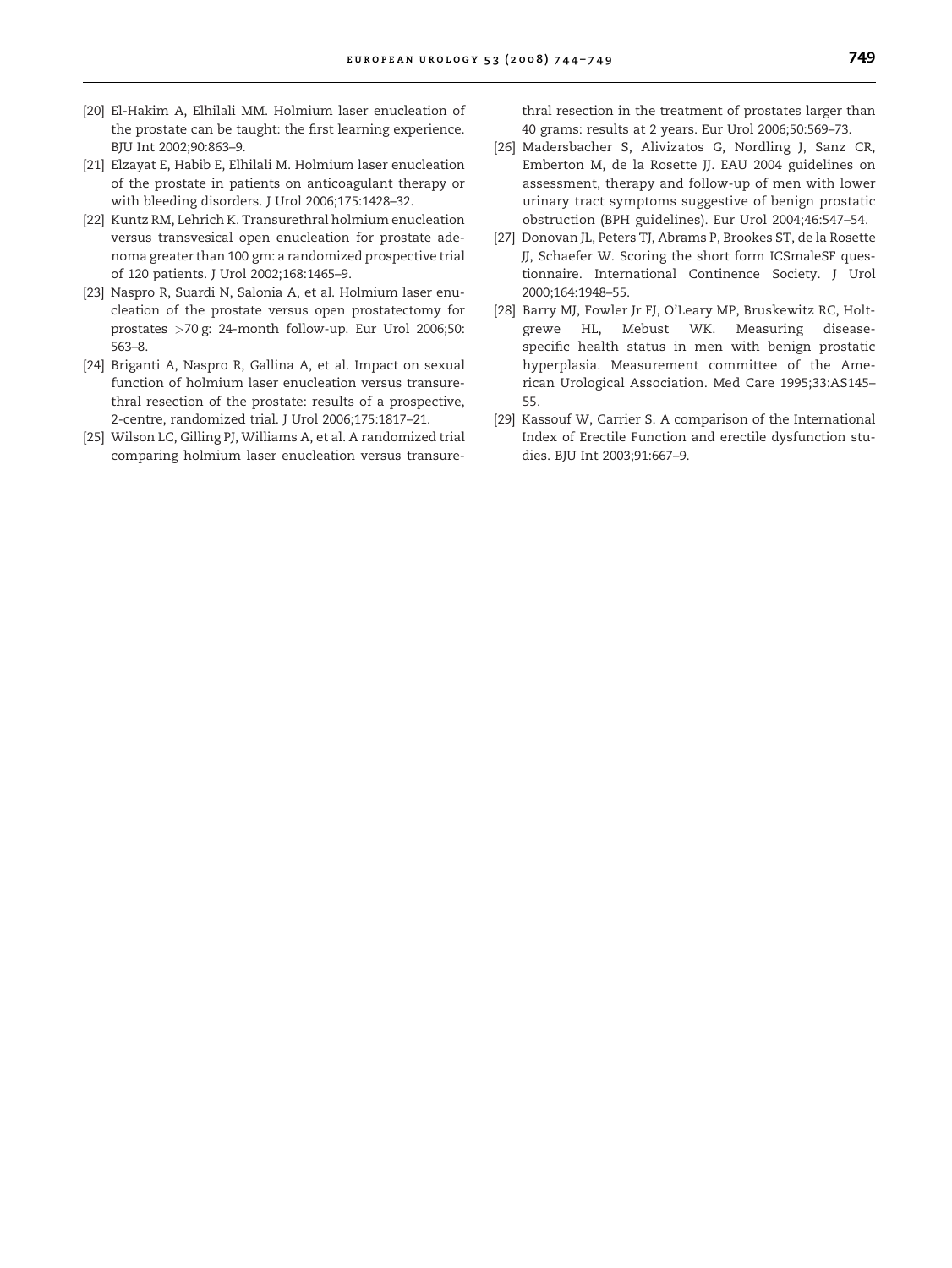[20] El-Hakim A, Elhilali MM. Holmium laser enucleation of the prostate can be taught: the first learning experience. BJU Int 2002;90:863–9.

[21] Elzayat E, Habib E, Elhilali M. Holmium laser enucleation of the prostate in patients on anticoagulant therapy or with bleeding disorders. J Urol 2006;175:1428–32.

[22] Kuntz RM, Lehrich K. Transurethral holmium enucleation versus transvesical open enucleation for prostate adenoma greater than 100 gm: a randomized prospective trial of 120 patients. J Urol 2002;168:1465–9.

[23] Naspro R, Suardi N, Salonia A, et al. Holmium laser enucleation of the prostate versus open prostatectomy for prostates >70 g: 24-month follow-up. Eur Urol 2006;50: 563–8.

[24] Briganti A, Naspro R, Gallina A, et al. Impact on sexual function of holmium laser enucleation versus transurethral resection of the prostate: results of a prospective, 2-centre, randomized trial. J Urol 2006;175:1817–21.

[25] Wilson LC, Gilling PJ, Williams A, et al. A randomized trial comparing holmium laser enucleation versus transurethral resection in the treatment of prostates larger than 40 grams: results at 2 years. Eur Urol 2006;50:569–73.

[26] Madersbacher S, Alivizatos G, Nordling J, Sanz CR, Emberton M, de la Rosette JJ. EAU 2004 guidelines on assessment, therapy and follow-up of men with lower urinary tract symptoms suggestive of benign prostatic obstruction (BPH guidelines). Eur Urol 2004;46:547–54.

[27] Donovan JL, Peters TJ, Abrams P, Brookes ST, de la Rosette JJ, Schaefer W. Scoring the short form ICSmaleSF questionnaire. International Continence Society. J Urol 2000;164:1948–55.

[28] Barry MJ, Fowler Jr FJ, O'Leary MP, Bruskewitz RC, Holtgrewe HL, Mebust WK. Measuring disease-specific health status in men with benign prostatic hyperplasia. Measurement committee of the American Urological Association. Med Care 1995;33:AS145–55.

[29] Kassouf W, Carrier S. A comparison of the International Index of Erectile Function and erectile dysfunction studies. BJU Int 2003;91:667–9.